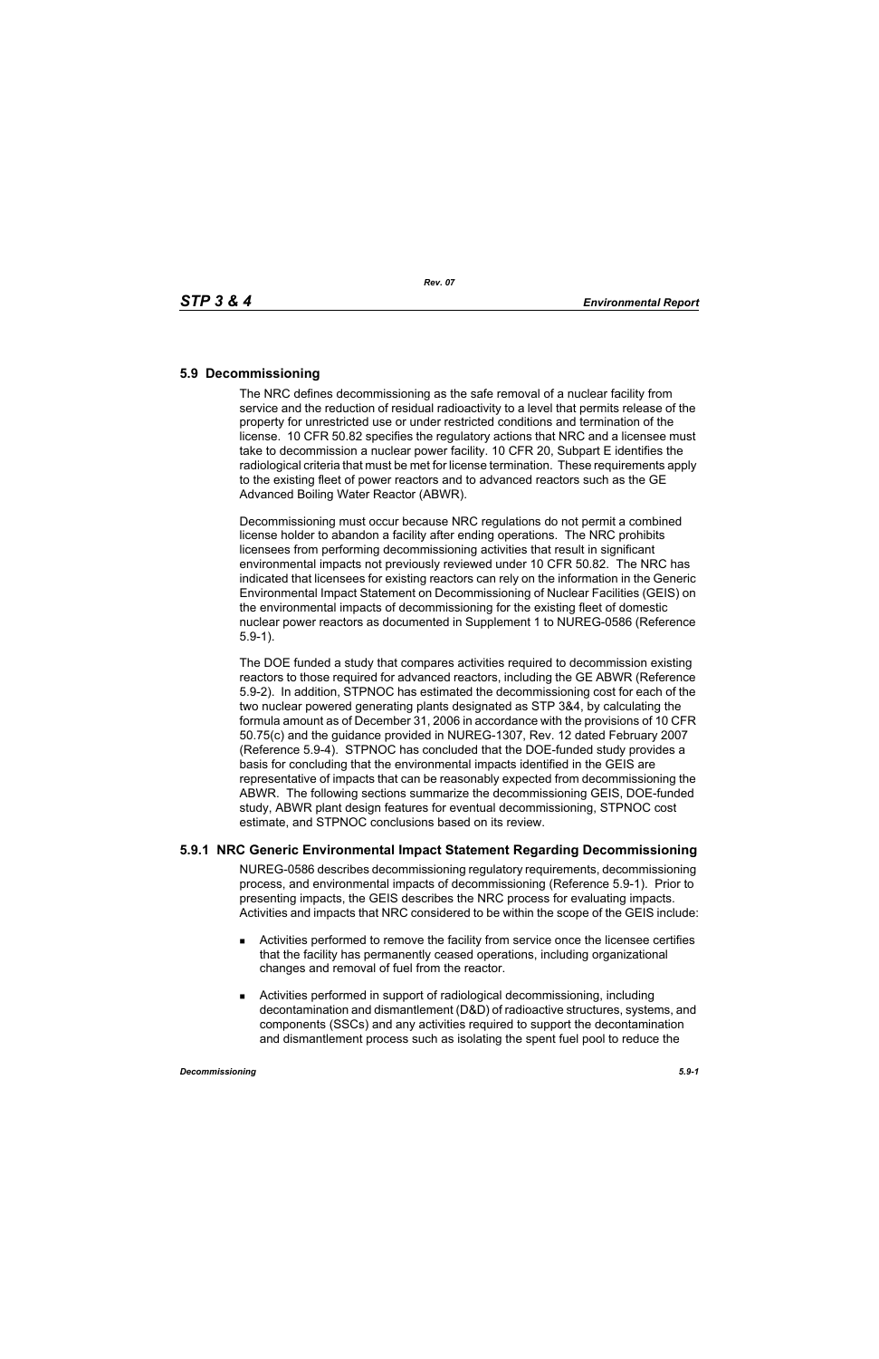## 5.9 Decommissioning

The NRC defines decommissioning as the safe removal of a nuclear facility from service and the reduction of residual radioactivity to a level that permits release of the property for unrestricted use or under restricted conditions and termination of the license. 10 CFR 50.82 specifies the regulatory actions that NRC and a licensee must take to decommission a nuclear power facility. 10 CFR 20, Subpart E identifies the radiological criteria that must be met for license termination. These requirements apply to the existing fleet of power reactors and to advanced reactors such as the GE Advanced Boiling Water Reactor (ABWR).

Decommissioning must occur because NRC regulations do not permit a combined license holder to abandon a facility after ending operations. The NRC prohibits licensees from performing decommissioning activities that result in significant environmental impacts not previously reviewed under 10 CFR 50.82. The NRC has indicated that licensees for existing reactors can rely on the information in the Generic Environmental Impact Statement on Decommissioning of Nuclear Facilities (GEIS) on the environmental impacts of decommissioning for the existing fleet of domestic nuclear power reactors as documented in Supplement 1 to NUREG-0586 (Reference 5.9-1).

The DOE funded a study that compares activities required to decommission existing reactors to those required for advanced reactors, including the GE ABWR (Reference 5.9-2). In addition, STPNOC has estimated the decommissioning cost for each of the two nuclear powered generating plants designated as STP 3&4, by calculating the formula amount as of December 31, 2006 in accordance with the provisions of 10 CFR 50.75(c) and the guidance provided in NUREG-1307, Rev. 12 dated February 2007 (Reference 5.9-4). STPNOC has concluded that the DOE-funded study provides a basis for concluding that the environmental impacts identified in the GEIS are representative of impacts that can be reasonably expected from decommissioning the ABWR. The following sections summarize the decommissioning GEIS, DOE-funded study, ABWR plant design features for eventual decommissioning, STPNOC cost estimate, and STPNOC conclusions based on its review.

### 5.9.1 NRC Generic Environmental Impact Statement Regarding Decommissioning

NUREG-0586 describes decommissioning regulatory requirements, decommissioning process, and environmental impacts of decommissioning (Reference 5.9-1). Prior to presenting impacts, the GEIS describes the NRC process for evaluating impacts. Activities and impacts that NRC considered to be within the scope of the GEIS include:

- Activities performed to remove the facility from service once the licensee certifies that the facility has permanently ceased operations, including organizational changes and removal of fuel from the reactor.
- Activities performed in support of radiological decommissioning, including decontamination and dismantlement (D&D) of radioactive structures, systems, and components (SSCs) and any activities required to support the decontamination and dismantlement process such as isolating the spent fuel pool to reduce the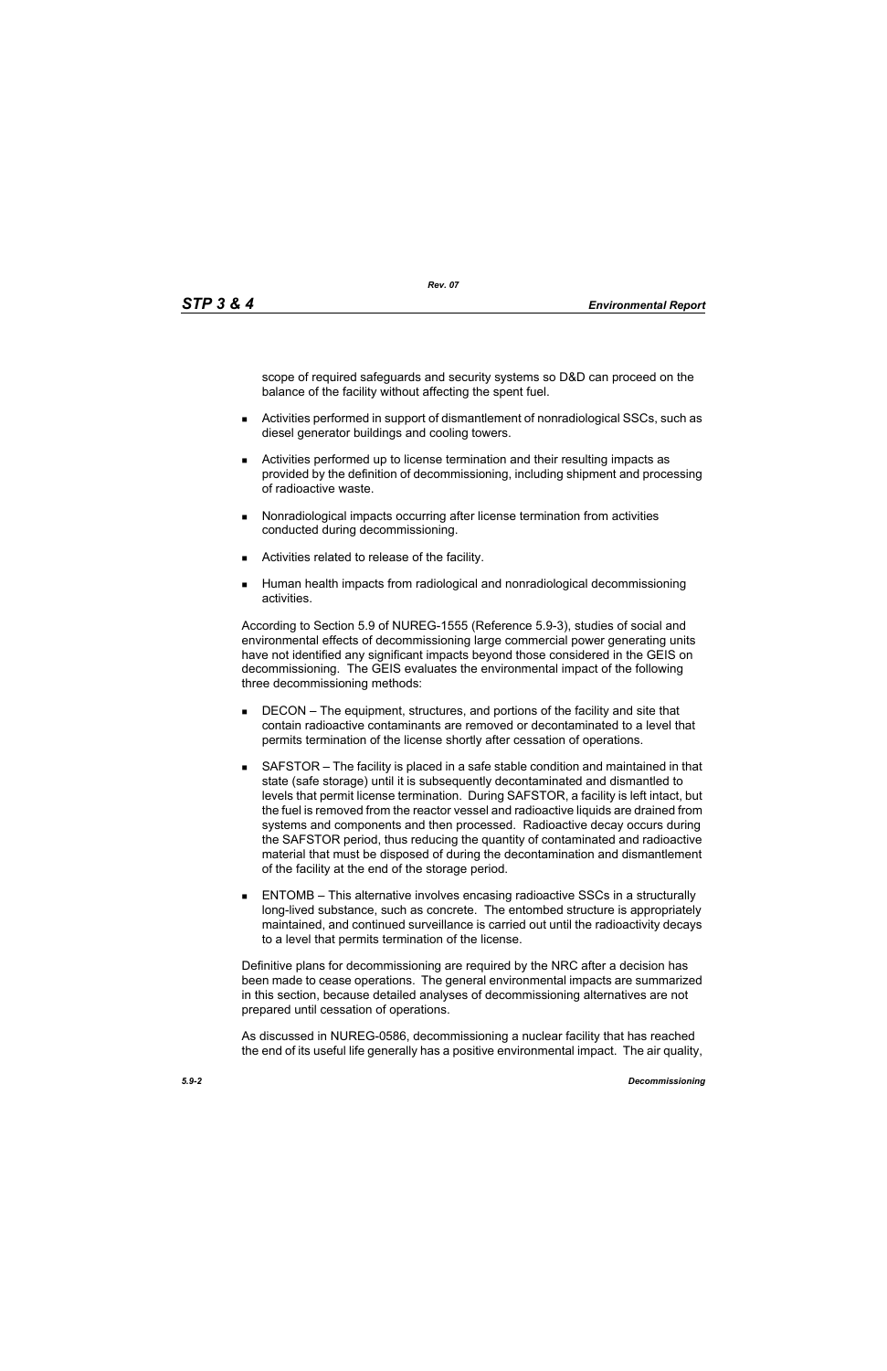scope of required safeguards and security systems so D&D can proceed on the balance of the facility without affecting the spent fuel.

- Activities performed in support of dismantlement of nonradiological SSCs, such as diesel generator buildings and cooling towers.
- Activities performed up to license termination and their resulting impacts as provided by the definition of decommissioning, including shipment and processing of radioactive waste.
- Nonradiological impacts occurring after license termination from activities conducted during decommissioning.
- Activities related to release of the facility.
- Human health impacts from radiological and nonradiological decommissioning activities.

According to Section 5.9 of NUREG-1555 (Reference 5.9-3), studies of social and environmental effects of decommissioning large commercial power generating units have not identified any significant impacts beyond those considered in the GEIS on decommissioning. The GEIS evaluates the environmental impact of the following three decommissioning methods:

- DECON – The equipment, structures, and portions of the facility and site that contain radioactive contaminants are removed or decontaminated to a level that permits termination of the license shortly after cessation of operations.
- SAFSTOR – The facility is placed in a safe stable condition and maintained in that state (safe storage) until it is subsequently decontaminated and dismantled to levels that permit license termination. During SAFSTOR, a facility is left intact, but the fuel is removed from the reactor vessel and radioactive liquids are drained from systems and components and then processed. Radioactive decay occurs during the SAFSTOR period, thus reducing the quantity of contaminated and radioactive material that must be disposed of during the decontamination and dismantlement of the facility at the end of the storage period.
- ENTOMB – This alternative involves encasing radioactive SSCs in a structurally long-lived substance, such as concrete. The entombed structure is appropriately maintained, and continued surveillance is carried out until the radioactivity decays to a level that permits termination of the license.

Definitive plans for decommissioning are required by the NRC after a decision has been made to cease operations. The general environmental impacts are summarized in this section, because detailed analyses of decommissioning alternatives are not prepared until cessation of operations.

As discussed in NUREG-0586, decommissioning a nuclear facility that has reached the end of its useful life generally has a positive environmental impact. The air quality,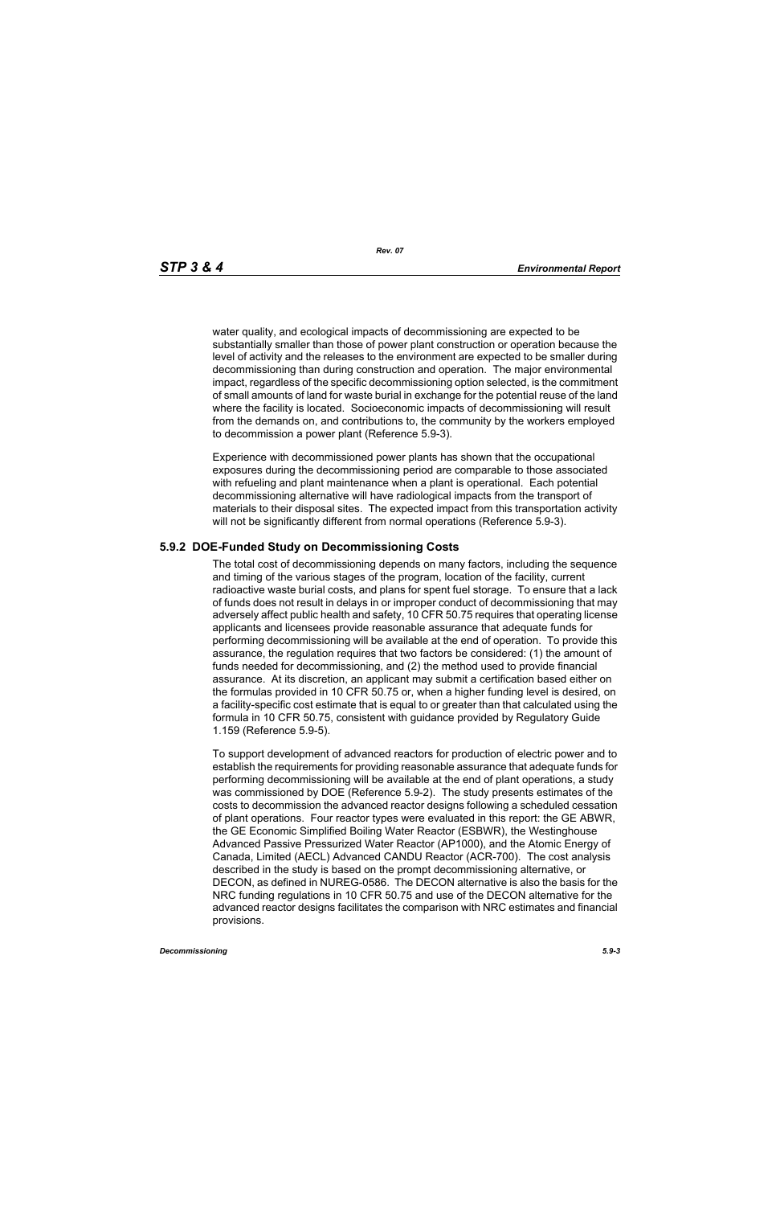water quality, and ecological impacts of decommissioning are expected to be substantially smaller than those of power plant construction or operation because the level of activity and the releases to the environment are expected to be smaller during decommissioning than during construction and operation. The major environmental impact, regardless of the specific decommissioning option selected, is the commitment of small amounts of land for waste burial in exchange for the potential reuse of the land where the facility is located. Socioeconomic impacts of decommissioning will result from the demands on, and contributions to, the community by the workers employed to decommission a power plant (Reference 5.9-3).

Experience with decommissioned power plants has shown that the occupational exposures during the decommissioning period are comparable to those associated with refueling and plant maintenance when a plant is operational. Each potential decommissioning alternative will have radiological impacts from the transport of materials to their disposal sites. The expected impact from this transportation activity will not be significantly different from normal operations (Reference 5.9-3).

### 5.9.2 DOE-Funded Study on Decommissioning Costs

The total cost of decommissioning depends on many factors, including the sequence and timing of the various stages of the program, location of the facility, current radioactive waste burial costs, and plans for spent fuel storage. To ensure that a lack of funds does not result in delays in or improper conduct of decommissioning that may adversely affect public health and safety, 10 CFR 50.75 requires that operating license applicants and licensees provide reasonable assurance that adequate funds for performing decommissioning will be available at the end of operation. To provide this assurance, the regulation requires that two factors be considered: (1) the amount of funds needed for decommissioning, and (2) the method used to provide financial assurance. At its discretion, an applicant may submit a certification based either on the formulas provided in 10 CFR 50.75 or, when a higher funding level is desired, on a facility-specific cost estimate that is equal to or greater than that calculated using the formula in 10 CFR 50.75, consistent with guidance provided by Regulatory Guide 1.159 (Reference 5.9-5).

To support development of advanced reactors for production of electric power and to establish the requirements for providing reasonable assurance that adequate funds for performing decommissioning will be available at the end of plant operations, a study was commissioned by DOE (Reference 5.9-2). The study presents estimates of the costs to decommission the advanced reactor designs following a scheduled cessation of plant operations. Four reactor types were evaluated in this report: the GE ABWR, the GE Economic Simplified Boiling Water Reactor (ESBWR), the Westinghouse Advanced Passive Pressurized Water Reactor (AP1000), and the Atomic Energy of Canada, Limited (AECL) Advanced CANDU Reactor (ACR-700). The cost analysis described in the study is based on the prompt decommissioning alternative, or DECON, as defined in NUREG-0586. The DECON alternative is also the basis for the NRC funding regulations in 10 CFR 50.75 and use of the DECON alternative for the advanced reactor designs facilitates the comparison with NRC estimates and financial provisions.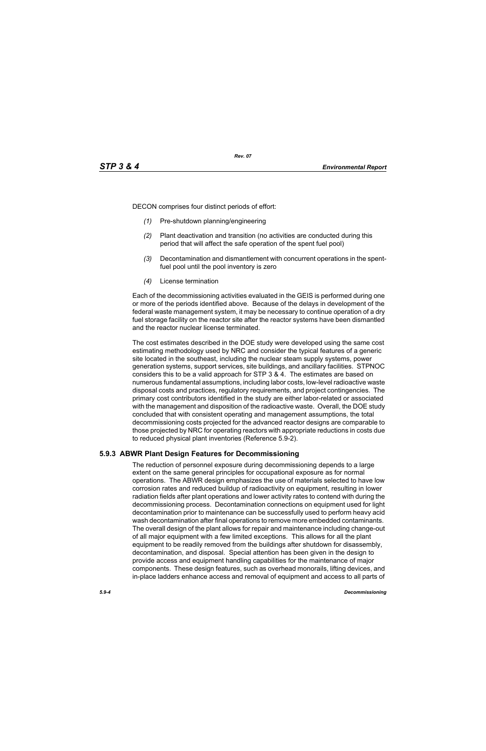DECON comprises four distinct periods of effort:

*(1)* Pre-shutdown planning/engineering

*(2)* Plant deactivation and transition (no activities are conducted during this period that will affect the safe operation of the spent fuel pool)

*(3)* Decontamination and dismantlement with concurrent operations in the spent-fuel pool until the pool inventory is zero

*(4)* License termination

Each of the decommissioning activities evaluated in the GEIS is performed during one or more of the periods identified above. Because of the delays in development of the federal waste management system, it may be necessary to continue operation of a dry fuel storage facility on the reactor site after the reactor systems have been dismantled and the reactor nuclear license terminated.

The cost estimates described in the DOE study were developed using the same cost estimating methodology used by NRC and consider the typical features of a generic site located in the southeast, including the nuclear steam supply systems, power generation systems, support services, site buildings, and ancillary facilities. STPNOC considers this to be a valid approach for STP 3 & 4. The estimates are based on numerous fundamental assumptions, including labor costs, low-level radioactive waste disposal costs and practices, regulatory requirements, and project contingencies. The primary cost contributors identified in the study are either labor-related or associated with the management and disposition of the radioactive waste. Overall, the DOE study concluded that with consistent operating and management assumptions, the total decommissioning costs projected for the advanced reactor designs are comparable to those projected by NRC for operating reactors with appropriate reductions in costs due to reduced physical plant inventories (Reference 5.9-2).

### 5.9.3 ABWR Plant Design Features for Decommissioning

The reduction of personnel exposure during decommissioning depends to a large extent on the same general principles for occupational exposure as for normal operations. The ABWR design emphasizes the use of materials selected to have low corrosion rates and reduced buildup of radioactivity on equipment, resulting in lower radiation fields after plant operations and lower activity rates to contend with during the decommissioning process. Decontamination connections on equipment used for light decontamination prior to maintenance can be successfully used to perform heavy acid wash decontamination after final operations to remove more embedded contaminants. The overall design of the plant allows for repair and maintenance including change-out of all major equipment with a few limited exceptions. This allows for all the plant equipment to be readily removed from the buildings after shutdown for disassembly, decontamination, and disposal. Special attention has been given in the design to provide access and equipment handling capabilities for the maintenance of major components. These design features, such as overhead monorails, lifting devices, and in-place ladders enhance access and removal of equipment and access to all parts of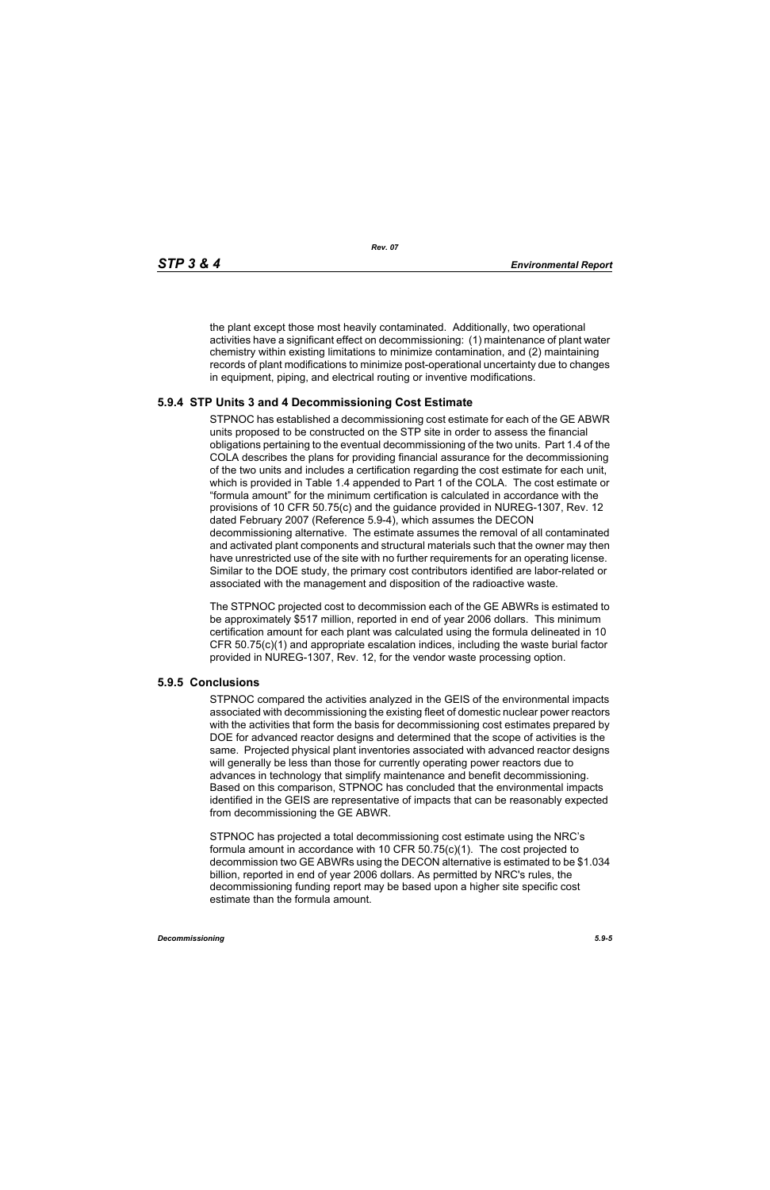the plant except those most heavily contaminated. Additionally, two operational activities have a significant effect on decommissioning: (1) maintenance of plant water chemistry within existing limitations to minimize contamination, and (2) maintaining records of plant modifications to minimize post-operational uncertainty due to changes in equipment, piping, and electrical routing or inventive modifications.

### 5.9.4 STP Units 3 and 4 Decommissioning Cost Estimate

STPNOC has established a decommissioning cost estimate for each of the GE ABWR units proposed to be constructed on the STP site in order to assess the financial obligations pertaining to the eventual decommissioning of the two units. Part 1.4 of the COLA describes the plans for providing financial assurance for the decommissioning of the two units and includes a certification regarding the cost estimate for each unit, which is provided in Table 1.4 appended to Part 1 of the COLA. The cost estimate or "formula amount" for the minimum certification is calculated in accordance with the provisions of 10 CFR 50.75(c) and the guidance provided in NUREG-1307, Rev. 12 dated February 2007 (Reference 5.9-4), which assumes the DECON decommissioning alternative. The estimate assumes the removal of all contaminated and activated plant components and structural materials such that the owner may then have unrestricted use of the site with no further requirements for an operating license. Similar to the DOE study, the primary cost contributors identified are labor-related or associated with the management and disposition of the radioactive waste.

The STPNOC projected cost to decommission each of the GE ABWRs is estimated to be approximately $517 million, reported in end of year 2006 dollars. This minimum certification amount for each plant was calculated using the formula delineated in 10 CFR 50.75(c)(1) and appropriate escalation indices, including the waste burial factor provided in NUREG-1307, Rev. 12, for the vendor waste processing option.

### 5.9.5 Conclusions

STPNOC compared the activities analyzed in the GEIS of the environmental impacts associated with decommissioning the existing fleet of domestic nuclear power reactors with the activities that form the basis for decommissioning cost estimates prepared by DOE for advanced reactor designs and determined that the scope of activities is the same. Projected physical plant inventories associated with advanced reactor designs will generally be less than those for currently operating power reactors due to advances in technology that simplify maintenance and benefit decommissioning. Based on this comparison, STPNOC has concluded that the environmental impacts identified in the GEIS are representative of impacts that can be reasonably expected from decommissioning the GE ABWR.

STPNOC has projected a total decommissioning cost estimate using the NRC's formula amount in accordance with 10 CFR 50.75(c)(1). The cost projected to decommission two GE ABWRs using the DECON alternative is estimated to be $1.034 billion, reported in end of year 2006 dollars. As permitted by NRC's rules, the decommissioning funding report may be based upon a higher site specific cost estimate than the formula amount.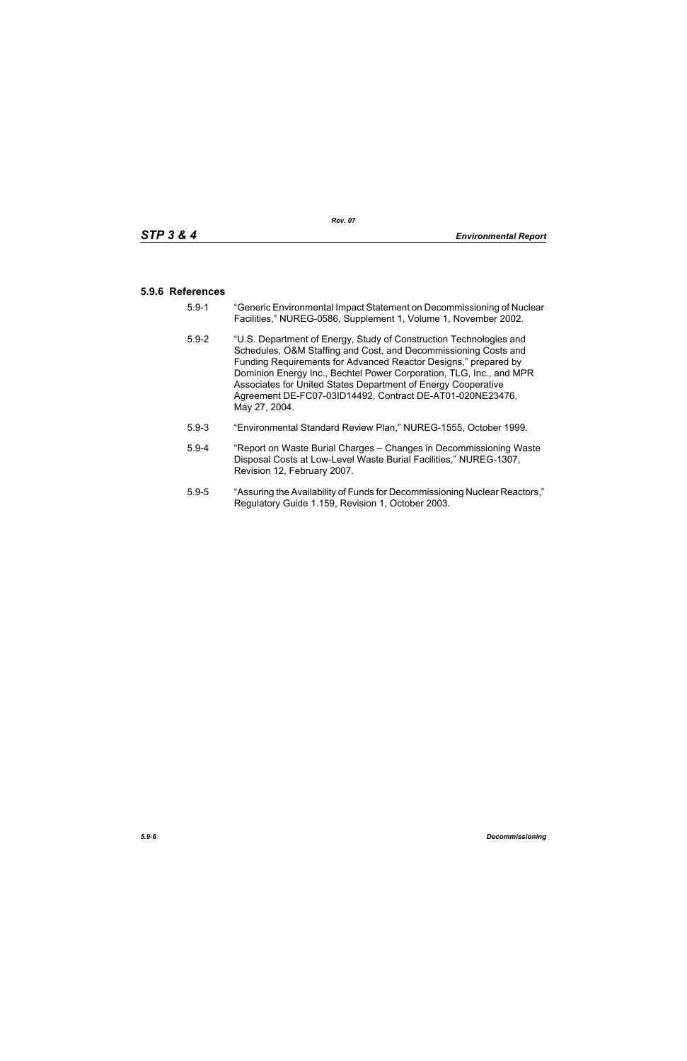### 5.9.6 References

5.9-1 "Generic Environmental Impact Statement on Decommissioning of Nuclear Facilities," NUREG-0586, Supplement 1, Volume 1, November 2002.

5.9-2 "U.S. Department of Energy, Study of Construction Technologies and Schedules, O&M Staffing and Cost, and Decommissioning Costs and Funding Requirements for Advanced Reactor Designs," prepared by Dominion Energy Inc., Bechtel Power Corporation, TLG, Inc., and MPR Associates for United States Department of Energy Cooperative Agreement DE-FC07-03ID14492, Contract DE-AT01-020NE23476, May 27, 2004.

5.9-3 "Environmental Standard Review Plan," NUREG-1555, October 1999.

5.9-4 "Report on Waste Burial Charges – Changes in Decommissioning Waste Disposal Costs at Low-Level Waste Burial Facilities," NUREG-1307, Revision 12, February 2007.

5.9-5 "Assuring the Availability of Funds for Decommissioning Nuclear Reactors," Regulatory Guide 1.159, Revision 1, October 2003.